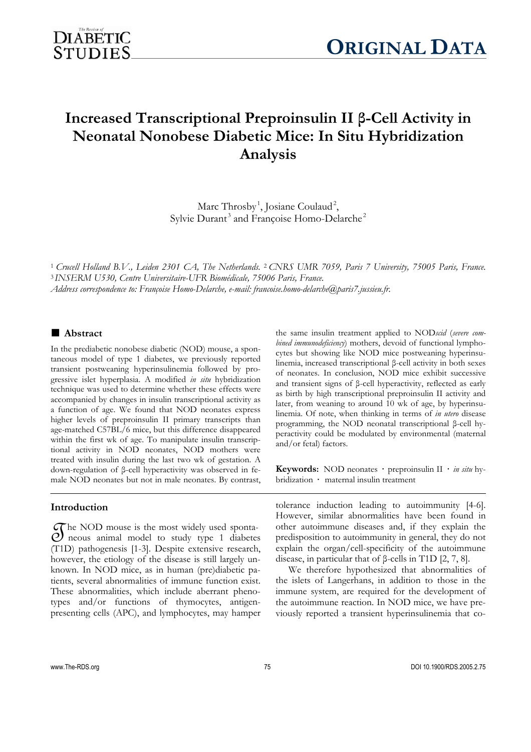# Increased Transcriptional Preproinsulin II β-Cell Activity in Neonatal Nonobese Diabetic Mice: In Situ Hybridization Analysis

Marc Throsby[1], Josiane Coulaud[2], Sylvie Durant[3] and Françoise Homo-Delarche[2]

[1] *Crucell Holland B.V., Leiden 2301 CA, The Netherlands.* [2] *CNRS UMR 7059, Paris 7 University, 75005 Paris, France.*
[3] *INSERM U530, Centre Universitaire-UFR Biomédicale, 75006 Paris, France.*
*Address correspondence to: Françoise Homo-Delarche, e-mail: francoise.homo-delarche@paris7.jussieu.fr.*

## Abstract

In the prediabetic nonobese diabetic (NOD) mouse, a spontaneous model of type 1 diabetes, we previously reported transient postweaning hyperinsulinemia followed by progressive islet hyperplasia. A modified *in situ* hybridization technique was used to determine whether these effects were accompanied by changes in insulin transcriptional activity as a function of age. We found that NOD neonates express higher levels of preproinsulin II primary transcripts than age-matched C57BL/6 mice, but this difference disappeared within the first wk of age. To manipulate insulin transcriptional activity in NOD neonates, NOD mothers were treated with insulin during the last two wk of gestation. A down-regulation of β-cell hyperactivity was observed in female NOD neonates but not in male neonates. By contrast, the same insulin treatment applied to NOD*scid* (*severe combined immunodeficiency*) mothers, devoid of functional lymphocytes but showing like NOD mice postweaning hyperinsulinemia, increased transcriptional β-cell activity in both sexes of neonates. In conclusion, NOD mice exhibit successive and transient signs of β-cell hyperactivity, reflected as early as birth by high transcriptional preproinsulin II activity and later, from weaning to around 10 wk of age, by hyperinsulinemia. Of note, when thinking in terms of *in utero* disease programming, the NOD neonatal transcriptional β-cell hyperactivity could be modulated by environmental (maternal and/or fetal) factors.

**Keywords:** NOD neonates · preproinsulin II · *in situ* hybridization · maternal insulin treatment

## Introduction

The NOD mouse is the most widely used spontaneous animal model to study type 1 diabetes (T1D) pathogenesis [1-3]. Despite extensive research, however, the etiology of the disease is still largely unknown. In NOD mice, as in human (pre)diabetic patients, several abnormalities of immune function exist. These abnormalities, which include aberrant phenotypes and/or functions of thymocytes, antigen-presenting cells (APC), and lymphocytes, may hamper tolerance induction leading to autoimmunity [4-6]. However, similar abnormalities have been found in other autoimmune diseases and, if they explain the predisposition to autoimmunity in general, they do not explain the organ/cell-specificity of the autoimmune disease, in particular that of β-cells in T1D [2, 7, 8].

We therefore hypothesized that abnormalities of the islets of Langerhans, in addition to those in the immune system, are required for the development of the autoimmune reaction. In NOD mice, we have previously reported a transient hyperinsulinemia that co-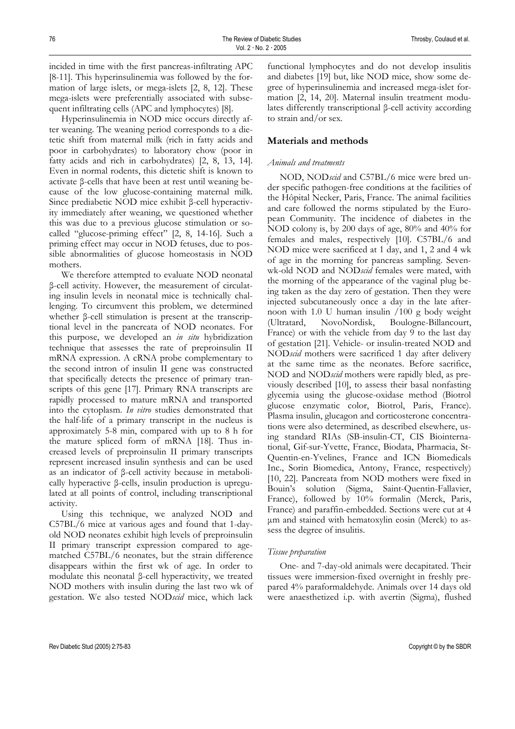incided in time with the first pancreas-infiltrating APC [8-11]. This hyperinsulinemia was followed by the formation of large islets, or mega-islets [2, 8, 12]. These mega-islets were preferentially associated with subsequent infiltrating cells (APC and lymphocytes) [8].

Hyperinsulinemia in NOD mice occurs directly after weaning. The weaning period corresponds to a dietetic shift from maternal milk (rich in fatty acids and poor in carbohydrates) to laboratory chow (poor in fatty acids and rich in carbohydrates) [2, 8, 13, 14]. Even in normal rodents, this dietetic shift is known to activate β-cells that have been at rest until weaning because of the low glucose-containing maternal milk. Since prediabetic NOD mice exhibit β-cell hyperactivity immediately after weaning, we questioned whether this was due to a previous glucose stimulation or so-called "glucose-priming effect" [2, 8, 14-16]. Such a priming effect may occur in NOD fetuses, due to possible abnormalities of glucose homeostasis in NOD mothers.

We therefore attempted to evaluate NOD neonatal β-cell activity. However, the measurement of circulating insulin levels in neonatal mice is technically challenging. To circumvent this problem, we determined whether β-cell stimulation is present at the transcriptional level in the pancreata of NOD neonates. For this purpose, we developed an *in situ* hybridization technique that assesses the rate of preproinsulin II mRNA expression. A cRNA probe complementary to the second intron of insulin II gene was constructed that specifically detects the presence of primary transcripts of this gene [17]. Primary RNA transcripts are rapidly processed to mature mRNA and transported into the cytoplasm. *In vitro* studies demonstrated that the half-life of a primary transcript in the nucleus is approximately 5-8 min, compared with up to 8 h for the mature spliced form of mRNA [18]. Thus increased levels of preproinsulin II primary transcripts represent increased insulin synthesis and can be used as an indicator of β-cell activity because in metabolically hyperactive β-cells, insulin production is upregulated at all points of control, including transcriptional activity.

Using this technique, we analyzed NOD and C57BL/6 mice at various ages and found that 1-day-old NOD neonates exhibit high levels of preproinsulin II primary transcript expression compared to age-matched C57BL/6 neonates, but the strain difference disappears within the first wk of age. In order to modulate this neonatal β-cell hyperactivity, we treated NOD mothers with insulin during the last two wk of gestation. We also tested NOD*scid* mice, which lack functional lymphocytes and do not develop insulitis and diabetes [19] but, like NOD mice, show some degree of hyperinsulinemia and increased mega-islet formation [2, 14, 20]. Maternal insulin treatment modulates differently transcriptional β-cell activity according to strain and/or sex.

## Materials and methods

### *Animals and treatments*

NOD, NOD*scid* and C57BL/6 mice were bred under specific pathogen-free conditions at the facilities of the Hôpital Necker, Paris, France. The animal facilities and care followed the norms stipulated by the European Community. The incidence of diabetes in the NOD colony is, by 200 days of age, 80% and 40% for females and males, respectively [10]. C57BL/6 and NOD mice were sacrificed at 1 day, and 1, 2 and 4 wk of age in the morning for pancreas sampling. Seven-wk-old NOD and NOD*scid* females were mated, with the morning of the appearance of the vaginal plug being taken as the day zero of gestation. Then they were injected subcutaneously once a day in the late afternoon with 1.0 U human insulin /100 g body weight (Ultratard, NovoNordisk, Boulogne-Billancourt, France) or with the vehicle from day 9 to the last day of gestation [21]. Vehicle- or insulin-treated NOD and NOD*scid* mothers were sacrificed 1 day after delivery at the same time as the neonates. Before sacrifice, NOD and NOD*scid* mothers were rapidly bled, as previously described [10], to assess their basal nonfasting glycemia using the glucose-oxidase method (Biotrol glucose enzymatic color, Biotrol, Paris, France). Plasma insulin, glucagon and corticosterone concentrations were also determined, as described elsewhere, using standard RIAs (SB-insulin-CT, CIS Biointernational, Gif-sur-Yvette, France, Biodata, Pharmacia, St-Quentin-en-Yvelines, France and ICN Biomedicals Inc., Sorin Biomedica, Antony, France, respectively) [10, 22]. Pancreata from NOD mothers were fixed in Bouin's solution (Sigma, Saint-Quentin-Fallavier, France), followed by 10% formalin (Merck, Paris, France) and paraffin-embedded. Sections were cut at 4 µm and stained with hematoxylin eosin (Merck) to assess the degree of insulitis.

### *Tissue preparation*

One- and 7-day-old animals were decapitated. Their tissues were immersion-fixed overnight in freshly prepared 4% paraformaldehyde. Animals over 14 days old were anaesthetized i.p. with avertin (Sigma), flushed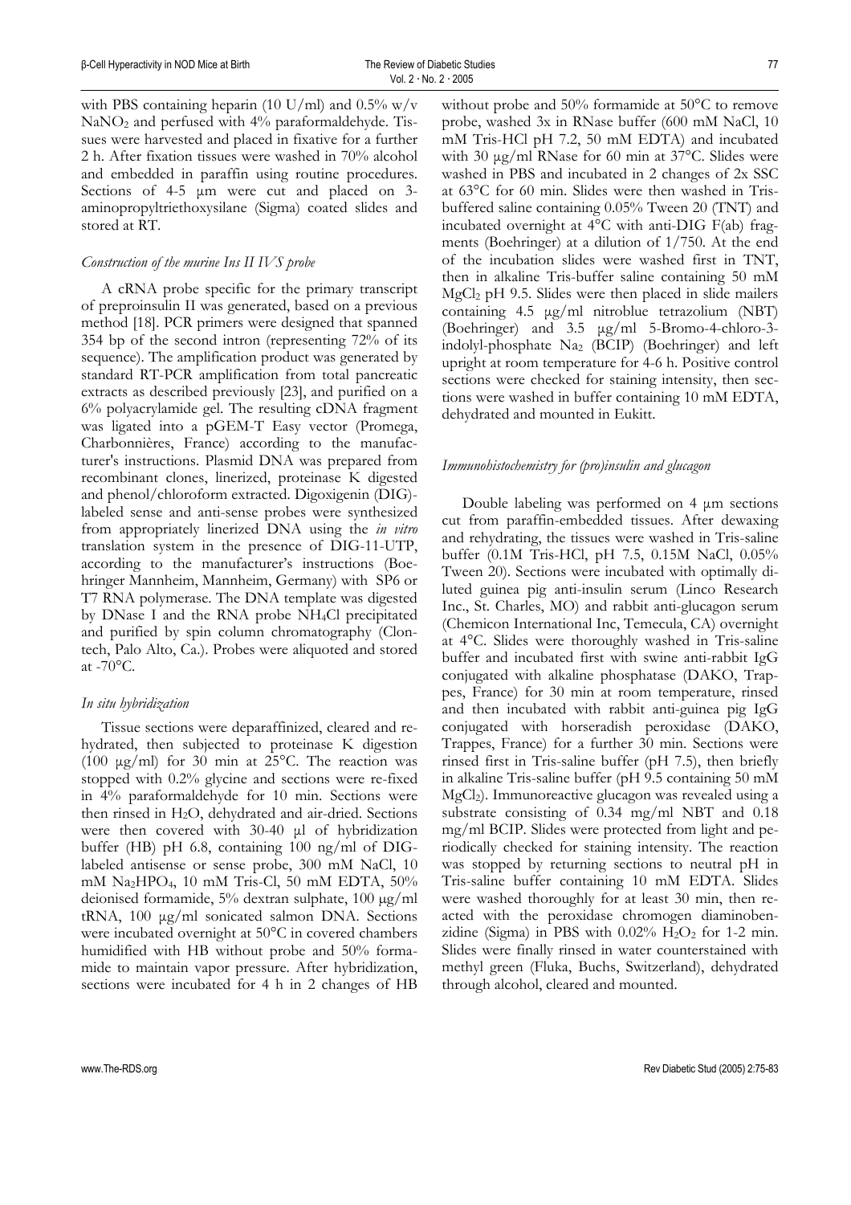with PBS containing heparin (10 U/ml) and 0.5% w/v $NaNO_2$ and perfused with 4% paraformaldehyde. Tissues were harvested and placed in fixative for a further 2 h. After fixation tissues were washed in 70% alcohol and embedded in paraffin using routine procedures. Sections of 4-5 µm were cut and placed on 3-aminopropyltriethoxysilane (Sigma) coated slides and stored at RT.

### *Construction of the murine Ins II IVS probe*

A cRNA probe specific for the primary transcript of preproinsulin II was generated, based on a previous method [18]. PCR primers were designed that spanned 354 bp of the second intron (representing 72% of its sequence). The amplification product was generated by standard RT-PCR amplification from total pancreatic extracts as described previously [23], and purified on a 6% polyacrylamide gel. The resulting cDNA fragment was ligated into a pGEM-T Easy vector (Promega, Charbonnières, France) according to the manufacturer's instructions. Plasmid DNA was prepared from recombinant clones, linerized, proteinase K digested and phenol/chloroform extracted. Digoxigenin (DIG)-labeled sense and anti-sense probes were synthesized from appropriately linerized DNA using the *in vitro* translation system in the presence of DIG-11-UTP, according to the manufacturer's instructions (Boehringer Mannheim, Mannheim, Germany) with SP6 or T7 RNA polymerase. The DNA template was digested by DNase I and the RNA probe $NH_4Cl$ precipitated and purified by spin column chromatography (Clontech, Palo Alto, Ca.). Probes were aliquoted and stored at -70°C.

### *In situ hybridization*

Tissue sections were deparaffinized, cleared and rehydrated, then subjected to proteinase K digestion (100 µg/ml) for 30 min at 25°C. The reaction was stopped with 0.2% glycine and sections were re-fixed in 4% paraformaldehyde for 10 min. Sections were then rinsed in $H_2O$, dehydrated and air-dried. Sections were then covered with 30-40 µl of hybridization buffer (HB) pH 6.8, containing 100 ng/ml of DIG-labeled antisense or sense probe, 300 mM NaCl, 10 mM $Na_2HPO_4$, 10 mM Tris-Cl, 50 mM EDTA, 50% deionised formamide, 5% dextran sulphate, 100 µg/ml tRNA, 100 µg/ml sonicated salmon DNA. Sections were incubated overnight at 50°C in covered chambers humidified with HB without probe and 50% formamide to maintain vapor pressure. After hybridization, sections were incubated for 4 h in 2 changes of HB without probe and 50% formamide at 50°C to remove probe, washed 3x in RNase buffer (600 mM NaCl, 10 mM Tris-HCl pH 7.2, 50 mM EDTA) and incubated with 30 µg/ml RNase for 60 min at 37°C. Slides were washed in PBS and incubated in 2 changes of 2x SSC at 63°C for 60 min. Slides were then washed in Tris-buffered saline containing 0.05% Tween 20 (TNT) and incubated overnight at 4°C with anti-DIG F(ab) fragments (Boehringer) at a dilution of 1/750. At the end of the incubation slides were washed first in TNT, then in alkaline Tris-buffer saline containing 50 mM $MgCl_2$ pH 9.5. Slides were then placed in slide mailers containing 4.5 µg/ml nitroblue tetrazolium (NBT) (Boehringer) and 3.5 µg/ml 5-Bromo-4-chloro-3-indolyl-phosphate $Na_2$ (BCIP) (Boehringer) and left upright at room temperature for 4-6 h. Positive control sections were checked for staining intensity, then sections were washed in buffer containing 10 mM EDTA, dehydrated and mounted in Eukitt.

### *Immunohistochemistry for (pro)insulin and glucagon*

Double labeling was performed on 4 µm sections cut from paraffin-embedded tissues. After dewaxing and rehydrating, the tissues were washed in Tris-saline buffer (0.1M Tris-HCl, pH 7.5, 0.15M NaCl, 0.05% Tween 20). Sections were incubated with optimally diluted guinea pig anti-insulin serum (Linco Research Inc., St. Charles, MO) and rabbit anti-glucagon serum (Chemicon International Inc, Temecula, CA) overnight at 4°C. Slides were thoroughly washed in Tris-saline buffer and incubated first with swine anti-rabbit IgG conjugated with alkaline phosphatase (DAKO, Trappes, France) for 30 min at room temperature, rinsed and then incubated with rabbit anti-guinea pig IgG conjugated with horseradish peroxidase (DAKO, Trappes, France) for a further 30 min. Sections were rinsed first in Tris-saline buffer (pH 7.5), then briefly in alkaline Tris-saline buffer (pH 9.5 containing 50 mM $MgCl_2$). Immunoreactive glucagon was revealed using a substrate consisting of 0.34 mg/ml NBT and 0.18 mg/ml BCIP. Slides were protected from light and periodically checked for staining intensity. The reaction was stopped by returning sections to neutral pH in Tris-saline buffer containing 10 mM EDTA. Slides were washed thoroughly for at least 30 min, then reacted with the peroxidase chromogen diaminobenzidine (Sigma) in PBS with 0.02% $H_2O_2$ for 1-2 min. Slides were finally rinsed in water counterstained with methyl green (Fluka, Buchs, Switzerland), dehydrated through alcohol, cleared and mounted.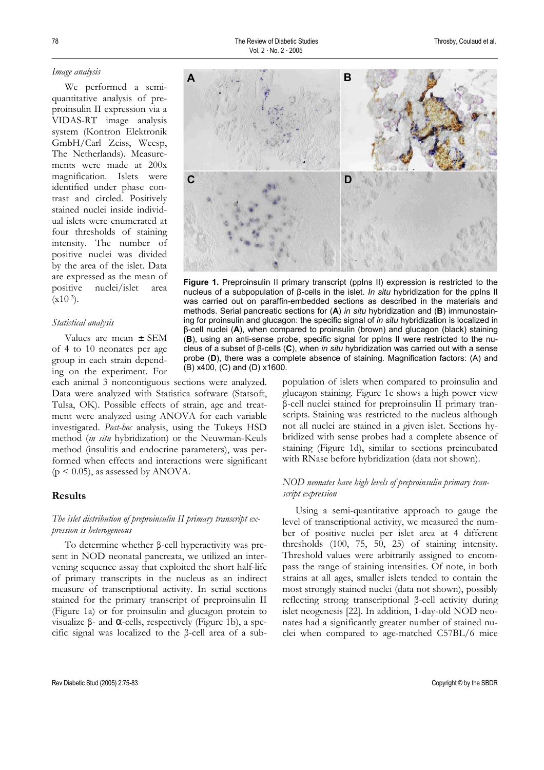### *Image analysis*

We performed a semi-quantitative analysis of preproinsulin II expression via a VIDAS-RT image analysis system (Kontron Elektronik GmbH/Carl Zeiss, Weesp, The Netherlands). Measurements were made at 200x magnification. Islets were identified under phase contrast and circled. Positively stained nuclei inside individual islets were enumerated at four thresholds of staining intensity. The number of positive nuclei was divided by the area of the islet. Data are expressed as the mean of positive nuclei/islet area ($x10^{-3}$).

### *Statistical analysis*

Values are mean ± SEM of 4 to 10 neonates per age group in each strain depending on the experiment. For each animal 3 noncontiguous sections were analyzed. Data were analyzed with Statistica software (Statsoft, Tulsa, OK). Possible effects of strain, age and treatment were analyzed using ANOVA for each variable investigated. *Post-hoc* analysis, using the Tukeys HSD method (*in situ* hybridization) or the Neuwman-Keuls method (insulitis and endocrine parameters), was performed when effects and interactions were significant ($p < 0.05$), as assessed by ANOVA.

## Results

### *The islet distribution of preproinsulin II primary transcript expression is heterogeneous*

To determine whether β-cell hyperactivity was present in NOD neonatal pancreata, we utilized an intervening sequence assay that exploited the short half-life of primary transcripts in the nucleus as an indirect measure of transcriptional activity. In serial sections stained for the primary transcript of preproinsulin II (Figure 1a) or for proinsulin and glucagon protein to visualize β- and α-cells, respectively (Figure 1b), a specific signal was localized to the β-cell area of a subpopulation of islets when compared to proinsulin and glucagon staining. Figure 1c shows a high power view β-cell nuclei stained for preproinsulin II primary transcripts. Staining was restricted to the nucleus although not all nuclei are stained in a given islet. Sections hybridized with sense probes had a complete absence of staining (Figure 1d), similar to sections preincubated with RNase before hybridization (data not shown).

**Figure 1.** Preproinsulin II primary transcript (ppIns II) expression is restricted to the nucleus of a subpopulation of β-cells in the islet. *In situ* hybridization for the ppIns II was carried out on paraffin-embedded sections as described in the materials and methods. Serial pancreatic sections for (**A**) *in situ* hybridization and (**B**) immunostaining for proinsulin and glucagon: the specific signal of *in situ* hybridization is localized in β-cell nuclei (**A**), when compared to proinsulin (brown) and glucagon (black) staining (**B**), using an anti-sense probe, specific signal for ppIns II were restricted to the nucleus of a subset of β-cells (**C**), when *in situ* hybridization was carried out with a sense probe (**D**), there was a complete absence of staining. Magnification factors: (A) and (B) x400, (C) and (D) x1600.

### *NOD neonates have high levels of preproinsulin primary transcript expression*

Using a semi-quantitative approach to gauge the level of transcriptional activity, we measured the number of positive nuclei per islet area at 4 different thresholds (100, 75, 50, 25) of staining intensity. Threshold values were arbitrarily assigned to encompass the range of staining intensities. Of note, in both strains at all ages, smaller islets tended to contain the most strongly stained nuclei (data not shown), possibly reflecting strong transcriptional β-cell activity during islet neogenesis [22]. In addition, 1-day-old NOD neonates had a significantly greater number of stained nuclei when compared to age-matched C57BL/6 mice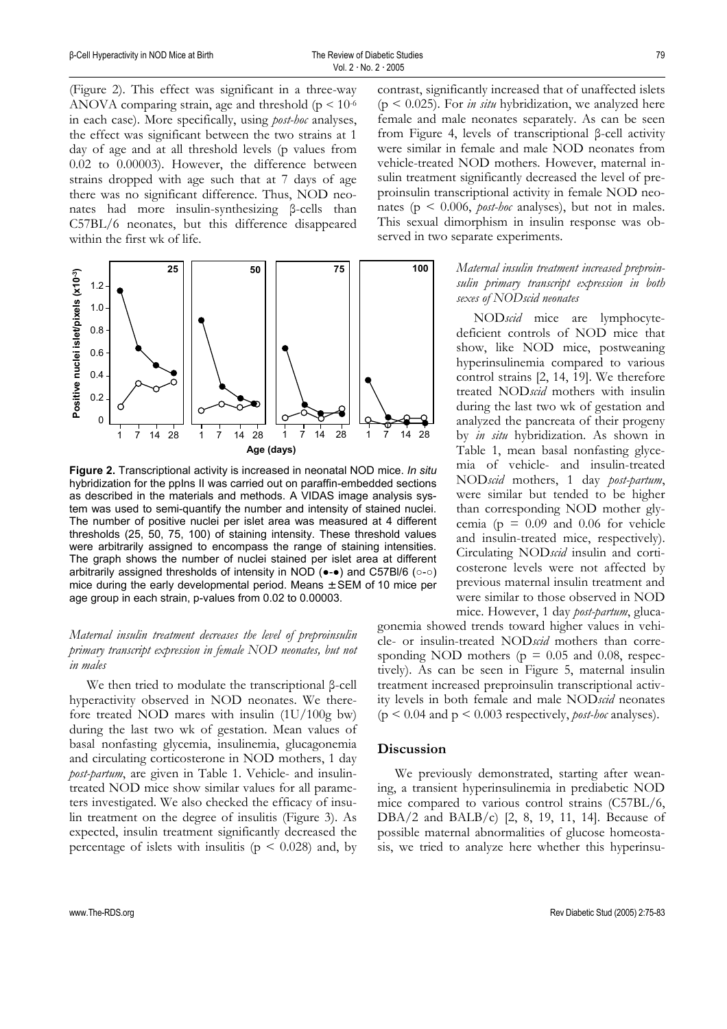(Figure 2). This effect was significant in a three-way ANOVA comparing strain, age and threshold ($p < 10^{-6}$ in each case). More specifically, using *post-hoc* analyses, the effect was significant between the two strains at 1 day of age and at all threshold levels (p values from 0.02 to 0.00003). However, the difference between strains dropped with age such that at 7 days of age there was no significant difference. Thus, NOD neonates had more insulin-synthesizing β-cells than C57BL/6 neonates, but this difference disappeared within the first wk of life.

**Figure 2.** Transcriptional activity is increased in neonatal NOD mice. *In situ* hybridization for the ppIns II was carried out on paraffin-embedded sections as described in the materials and methods. A VIDAS image analysis system was used to semi-quantify the number and intensity of stained nuclei. The number of positive nuclei per islet area was measured at 4 different thresholds (25, 50, 75, 100) of staining intensity. These threshold values were arbitrarily assigned to encompass the range of staining intensities. The graph shows the number of nuclei stained per islet area at different arbitrarily assigned thresholds of intensity in NOD (●-●) and C57Bl/6 (○-○) mice during the early developmental period. Means ± SEM of 10 mice per age group in each strain, p-values from 0.02 to 0.00003.

### *Maternal insulin treatment decreases the level of preproinsulin primary transcript expression in female NOD neonates, but not in males*

We then tried to modulate the transcriptional β-cell hyperactivity observed in NOD neonates. We therefore treated NOD mares with insulin (1U/100g bw) during the last two wk of gestation. Mean values of basal nonfasting glycemia, insulinemia, glucagonemia and circulating corticosterone in NOD mothers, 1 day *post-partum*, are given in Table 1. Vehicle- and insulin-treated NOD mice show similar values for all parameters investigated. We also checked the efficacy of insulin treatment on the degree of insulitis (Figure 3). As expected, insulin treatment significantly decreased the percentage of islets with insulitis ($p < 0.028$) and, by contrast, significantly increased that of unaffected islets ($p < 0.025$). For *in situ* hybridization, we analyzed here female and male neonates separately. As can be seen from Figure 4, levels of transcriptional β-cell activity were similar in female and male NOD neonates from vehicle-treated NOD mothers. However, maternal insulin treatment significantly decreased the level of preproinsulin transcriptional activity in female NOD neonates ($p < 0.006$, *post-hoc* analyses), but not in males. This sexual dimorphism in insulin response was observed in two separate experiments.

### *Maternal insulin treatment increased preproinsulin primary transcript expression in both sexes of NODscid neonates*

NOD*scid* mice are lymphocyte-deficient controls of NOD mice that show, like NOD mice, postweaning hyperinsulinemia compared to various control strains [2, 14, 19]. We therefore treated NOD*scid* mothers with insulin during the last two wk of gestation and analyzed the pancreata of their progeny by *in situ* hybridization. As shown in Table 1, mean basal nonfasting glycemia of vehicle- and insulin-treated NOD*scid* mothers, 1 day *post-partum*, were similar but tended to be higher than corresponding NOD mother glycemia ($p = 0.09$ and 0.06 for vehicle and insulin-treated mice, respectively). Circulating NOD*scid* insulin and corticosterone levels were not affected by previous maternal insulin treatment and were similar to those observed in NOD mice. However, 1 day *post-partum*, glucagonemia showed trends toward higher values in vehicle- or insulin-treated NOD*scid* mothers than corresponding NOD mothers ($p = 0.05$ and 0.08, respectively). As can be seen in Figure 5, maternal insulin treatment increased preproinsulin transcriptional activity levels in both female and male NOD*scid* neonates ($p < 0.04$ and $p < 0.003$ respectively, *post-hoc* analyses).

## Discussion

We previously demonstrated, starting after weaning, a transient hyperinsulinemia in prediabetic NOD mice compared to various control strains (C57BL/6, DBA/2 and BALB/c) [2, 8, 19, 11, 14]. Because of possible maternal abnormalities of glucose homeostasis, we tried to analyze here whether this hyperinsu-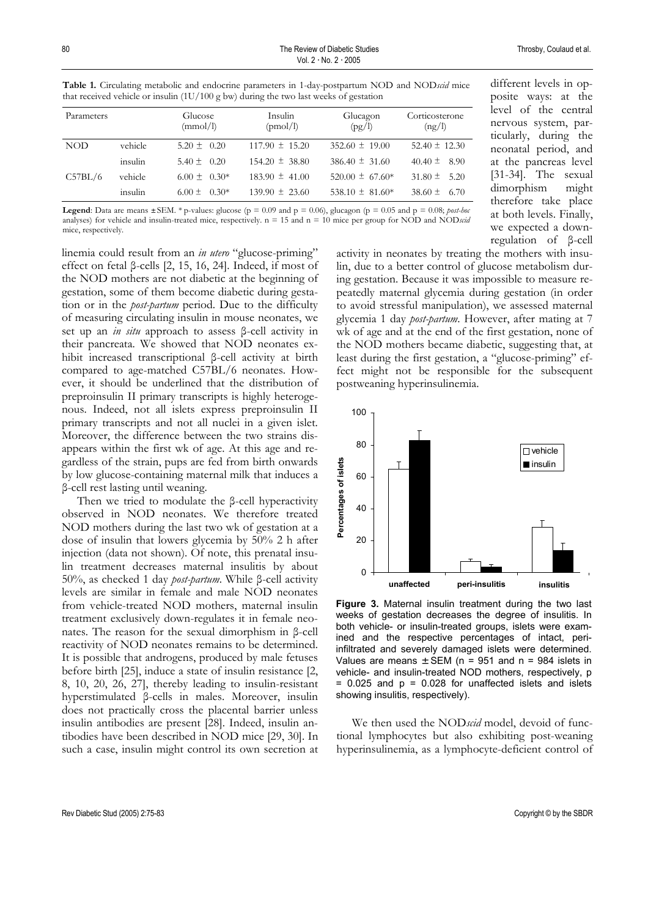**Table 1.** Circulating metabolic and endocrine parameters in 1-day-postpartum NOD and NOD*scid* mice that received vehicle or insulin (1U/100 g bw) during the two last weeks of gestation

| Parameters | | Glucose (mmol/l) | Insulin (pmol/l) | Glucagon (pg/l) | Corticosterone (ng/l) |
|---|---|---|---|---|---|
| NOD | vehicle | 5.20 ± 0.20 | 117.90 ± 15.20 | 352.60 ± 19.00 | 52.40 ± 12.30 |
| | insulin | 5.40 ± 0.20 | 154.20 ± 38.80 | 386.40 ± 31.60 | 40.40 ± 8.90 |
| C57BL/6 | vehicle | 6.00 ± 0.30* | 183.90 ± 41.00 | 520.00 ± 67.60* | 31.80 ± 5.20 |
| | insulin | 6.00 ± 0.30* | 139.90 ± 23.60 | 538.10 ± 81.60* | 38.60 ± 6.70 |

**Legend**: Data are means ± SEM. * p-values: glucose ($p = 0.09$ and $p = 0.06$), glucagon ($p = 0.05$ and $p = 0.08$; *post-hoc* analyses) for vehicle and insulin-treated mice, respectively. $n = 15$ and $n = 10$ mice per group for NOD and NOD*scid* mice, respectively.

linemia could result from an *in utero* "glucose-priming" effect on fetal β-cells [2, 15, 16, 24]. Indeed, if most of the NOD mothers are not diabetic at the beginning of gestation, some of them become diabetic during gestation or in the *post-partum* period. Due to the difficulty of measuring circulating insulin in mouse neonates, we set up an *in situ* approach to assess β-cell activity in their pancreata. We showed that NOD neonates exhibit increased transcriptional β-cell activity at birth compared to age-matched C57BL/6 neonates. However, it should be underlined that the distribution of preproinsulin II primary transcripts is highly heterogenous. Indeed, not all islets express preproinsulin II primary transcripts and not all nuclei in a given islet. Moreover, the difference between the two strains disappears within the first wk of age. At this age and regardless of the strain, pups are fed from birth onwards by low glucose-containing maternal milk that induces a β-cell rest lasting until weaning.

Then we tried to modulate the β-cell hyperactivity observed in NOD neonates. We therefore treated NOD mothers during the last two wk of gestation at a dose of insulin that lowers glycemia by 50% 2 h after injection (data not shown). Of note, this prenatal insulin treatment decreases maternal insulitis by about 50%, as checked 1 day *post-partum*. While β-cell activity levels are similar in female and male NOD neonates from vehicle-treated NOD mothers, maternal insulin treatment exclusively down-regulates it in female neonates. The reason for the sexual dimorphism in β-cell reactivity of NOD neonates remains to be determined. It is possible that androgens, produced by male fetuses before birth [25], induce a state of insulin resistance [2, 8, 10, 20, 26, 27], thereby leading to insulin-resistant hyperstimulated β-cells in males. Moreover, insulin does not practically cross the placental barrier unless insulin antibodies are present [28]. Indeed, insulin antibodies have been described in NOD mice [29, 30]. In such a case, insulin might control its own secretion at different levels in opposite ways: at the level of the central nervous system, particularly, during the neonatal period, and at the pancreas level [31-34]. The sexual dimorphism might therefore take place at both levels. Finally, we expected a down-regulation of β-cell activity in neonates by treating the mothers with insulin, due to a better control of glucose metabolism during gestation. Because it was impossible to measure repeatedly maternal glycemia during gestation (in order to avoid stressful manipulation), we assessed maternal glycemia 1 day *post-partum*. However, after mating at 7 wk of age and at the end of the first gestation, none of the NOD mothers became diabetic, suggesting that, at least during the first gestation, a "glucose-priming" effect might not be responsible for the subsequent postweaning hyperinsulinemia.

**Figure 3.** Maternal insulin treatment during the two last weeks of gestation decreases the degree of insulitis. In both vehicle- or insulin-treated groups, islets were examined and the respective percentages of intact, peri-infiltrated and severely damaged islets were determined. Values are means ± SEM ($n = 951$ and $n = 984$ islets in vehicle- and insulin-treated NOD mothers, respectively, $p = 0.025$ and $p = 0.028$ for unaffected islets and islets showing insulitis, respectively).

We then used the NOD*scid* model, devoid of functional lymphocytes but also exhibiting post-weaning hyperinsulinemia, as a lymphocyte-deficient control of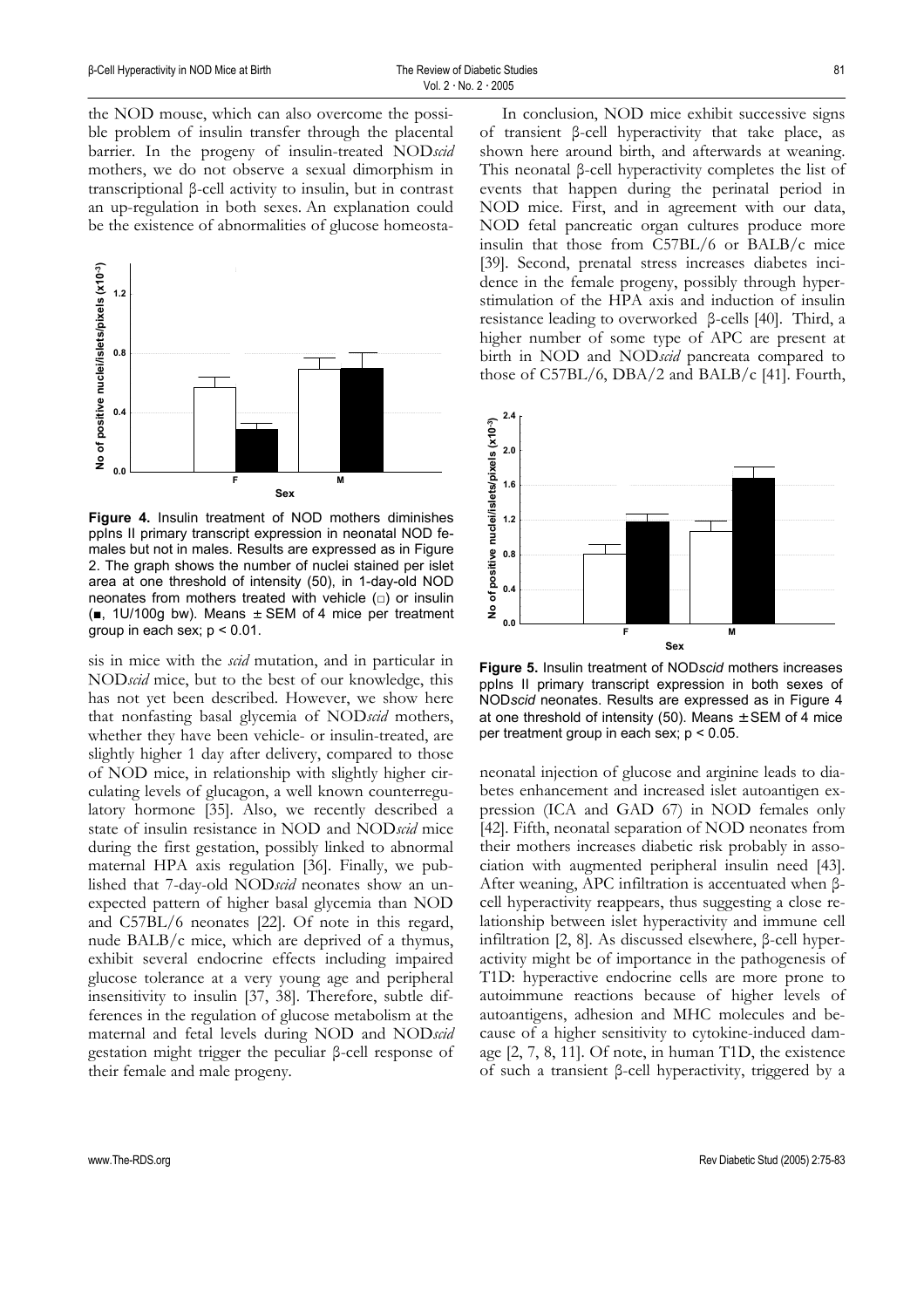the NOD mouse, which can also overcome the possible problem of insulin transfer through the placental barrier. In the progeny of insulin-treated NOD*scid* mothers, we do not observe a sexual dimorphism in transcriptional β-cell activity to insulin, but in contrast an up-regulation in both sexes. An explanation could be the existence of abnormalities of glucose homeostasis in mice with the *scid* mutation, and in particular in NOD*scid* mice, but to the best of our knowledge, this has not yet been described. However, we show here that nonfasting basal glycemia of NOD*scid* mothers, whether they have been vehicle- or insulin-treated, are slightly higher 1 day after delivery, compared to those of NOD mice, in relationship with slightly higher circulating levels of glucagon, a well known counterregulatory hormone [35]. Also, we recently described a state of insulin resistance in NOD and NOD*scid* mice during the first gestation, possibly linked to abnormal maternal HPA axis regulation [36]. Finally, we published that 7-day-old NOD*scid* neonates show an unexpected pattern of higher basal glycemia than NOD and C57BL/6 neonates [22]. Of note in this regard, nude BALB/c mice, which are deprived of a thymus, exhibit several endocrine effects including impaired glucose tolerance at a very young age and peripheral insensitivity to insulin [37, 38]. Therefore, subtle differences in the regulation of glucose metabolism at the maternal and fetal levels during NOD and NOD*scid* gestation might trigger the peculiar β-cell response of their female and male progeny.

**Figure 4.** Insulin treatment of NOD mothers diminishes ppIns II primary transcript expression in neonatal NOD females but not in males. Results are expressed as in Figure 2. The graph shows the number of nuclei stained per islet area at one threshold of intensity (50), in 1-day-old NOD neonates from mothers treated with vehicle (□) or insulin (■, 1U/100g bw). Means ± SEM of 4 mice per treatment group in each sex; $p < 0.01$.

In conclusion, NOD mice exhibit successive signs of transient β-cell hyperactivity that take place, as shown here around birth, and afterwards at weaning. This neonatal β-cell hyperactivity completes the list of events that happen during the perinatal period in NOD mice. First, and in agreement with our data, NOD fetal pancreatic organ cultures produce more insulin that those from C57BL/6 or BALB/c mice [39]. Second, prenatal stress increases diabetes incidence in the female progeny, possibly through hyperstimulation of the HPA axis and induction of insulin resistance leading to overworked β-cells [40]. Third, a higher number of some type of APC are present at birth in NOD and NOD*scid* pancreata compared to those of C57BL/6, DBA/2 and BALB/c [41]. Fourth, neonatal injection of glucose and arginine leads to diabetes enhancement and increased islet autoantigen expression (ICA and GAD 67) in NOD females only [42]. Fifth, neonatal separation of NOD neonates from their mothers increases diabetic risk probably in association with augmented peripheral insulin need [43]. After weaning, APC infiltration is accentuated when β-cell hyperactivity reappears, thus suggesting a close relationship between islet hyperactivity and immune cell infiltration [2, 8]. As discussed elsewhere, β-cell hyperactivity might be of importance in the pathogenesis of T1D: hyperactive endocrine cells are more prone to autoimmune reactions because of higher levels of autoantigens, adhesion and MHC molecules and because of a higher sensitivity to cytokine-induced damage [2, 7, 8, 11]. Of note, in human T1D, the existence of such a transient β-cell hyperactivity, triggered by a

**Figure 5.** Insulin treatment of NOD*scid* mothers increases ppIns II primary transcript expression in both sexes of NOD*scid* neonates. Results are expressed as in Figure 4 at one threshold of intensity (50). Means ± SEM of 4 mice per treatment group in each sex; $p < 0.05$.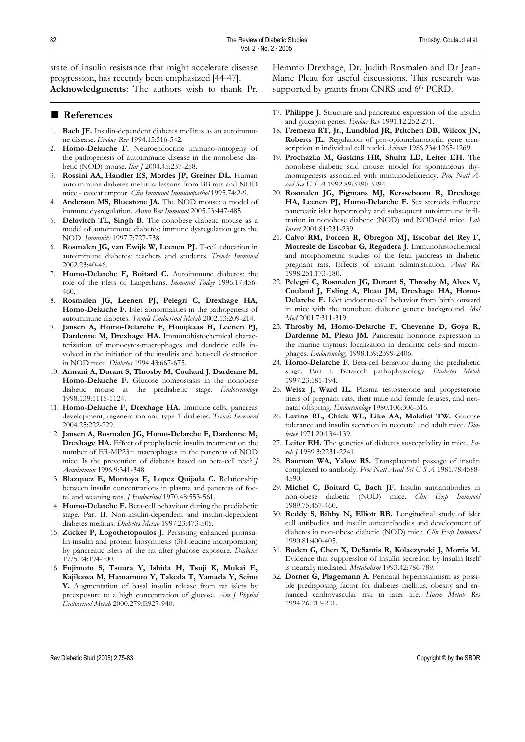state of insulin resistance that might accelerate disease progression, has recently been emphasized [44-47].

**Acknowledgments**: The authors wish to thank Pr. Hemmo Drexhage, Dr. Judith Rosmalen and Dr Jean-Marie Pleau for useful discussions. This research was supported by grants from CNRS and 6th PCRD.

## References

1. **Bach JF.** Insulin-dependent diabetes mellitus as an autoimmune disease. *Endocr Rev* 1994.15:516-542.
2. **Homo-Delarche F.** Neuroendocrine immuno-ontogeny of the pathogenesis of autoimmune disease in the nonobese diabetic (NOD) mouse. *Ilar J* 2004.45:237-258.
3. **Rossini AA, Handler ES, Mordes JP, Greiner DL.** Human autoimmune diabetes mellitus: lessons from BB rats and NOD mice - caveat emptor. *Clin Immunol Immunopathol* 1995.74:2-9.
4. **Anderson MS, Bluestone JA.** The NOD mouse: a model of immune dysregulation. *Annu Rev Immunol* 2005.23:447-485.
5. **Delovitch TL, Singh B.** The nonobese diabetic mouse as a model of autoimmune diabetes: immune dysregulation gets the NOD. *Immunity* 1997.7:727-738.
6. **Rosmalen JG, van Ewijk W, Leenen PJ.** T-cell education in autoimmune diabetes: teachers and students. *Trends Immunol* 2002.23:40-46.
7. **Homo-Delarche F, Boitard C.** Autoimmune diabetes: the role of the islets of Langerhans. *Immunol Today* 1996.17:456-460.
8. **Rosmalen JG, Leenen PJ, Pelegri C, Drexhage HA, Homo-Delarche F.** Islet abnormalities in the pathogenesis of autoimmune diabetes. *Trends Endocrinol Metab* 2002.13:209-214.
9. **Jansen A, Homo-Delarche F, Hooijkaas H, Leenen PJ, Dardenne M, Drexhage HA.** Immunohistochemical characterization of monocytes-macrophages and dendritic cells involved in the initiation of the insulitis and beta-cell destruction in NOD mice. *Diabetes* 1994.43:667-675.
10. **Amrani A, Durant S, Throsby M, Coulaud J, Dardenne M, Homo-Delarche F.** Glucose homeostasis in the nonobese diabetic mouse at the prediabetic stage. *Endocrinology* 1998.139:1115-1124.
11. **Homo-Delarche F, Drexhage HA.** Immune cells, pancreas development, regeneration and type 1 diabetes. *Trends Immunol* 2004.25:222-229.
12. **Jansen A, Rosmalen JG, Homo-Delarche F, Dardenne M, Drexhage HA.** Effect of prophylactic insulin treatment on the number of ER-MP23+ macrophages in the pancreas of NOD mice. Is the prevention of diabetes based on beta-cell rest? *J Autoimmun* 1996.9:341-348.
13. **Blazquez E, Montoya E, Lopez Quijada C.** Relationship between insulin concentrations in plasma and pancreas of foetal and weaning rats. *J Endocrinol* 1970.48:553-561.
14. **Homo-Delarche F.** Beta-cell behaviour during the prediabetic stage. Part II. Non-insulin-dependent and insulin-dependent diabetes mellitus. *Diabetes Metab* 1997.23:473-505.
15. **Zucker P, Logothetopoulos J.** Persisting enhanced proinsulin-insulin and protein biosynthesis (3H-leucine incorporation) by pancreatic islets of the rat after glucose exposure. *Diabetes* 1975.24:194-200.
16. **Fujimoto S, Tsuura Y, Ishida H, Tsuji K, Mukai E, Kajikawa M, Hamamoto Y, Takeda T, Yamada Y, Seino Y.** Augmentation of basal insulin release from rat islets by preexposure to a high concentration of glucose. *Am J Physiol Endocrinol Metab* 2000.279:E927-940.
17. **Philippe J.** Structure and pancreatic expression of the insulin and glucagon genes. *Endocr Rev* 1991.12:252-271.
18. **Fremeau RT, Jr., Lundblad JR, Pritchett DB, Wilcox JN, Roberts JL.** Regulation of pro-opiomelanocortin gene transcription in individual cell nuclei. *Science* 1986.234:1265-1269.
19. **Prochazka M, Gaskins HR, Shultz LD, Leiter EH.** The nonobese diabetic scid mouse: model for spontaneous thymomagenesis associated with immunodeficiency. *Proc Natl Acad Sci U S A* 1992.89:3290-3294.
20. **Rosmalen JG, Pigmans MJ, Kersseboom R, Drexhage HA, Leenen PJ, Homo-Delarche F.** Sex steroids influence pancreatic islet hypertrophy and subsequent autoimmune infiltration in nonobese diabetic (NOD) and NODscid mice. *Lab Invest* 2001.81:231-239.
21. **Calvo RM, Forcen R, Obregon MJ, Escobar del Rey F, Morreale de Escobar G, Regadera J.** Immunohistochemical and morphometric studies of the fetal pancreas in diabetic pregnant rats. Effects of insulin administration. *Anat Rec* 1998.251:173-180.
22. **Pelegri C, Rosmalen JG, Durant S, Throsby M, Alves V, Coulaud J, Esling A, Pleau JM, Drexhage HA, Homo-Delarche F.** Islet endocrine-cell behavior from birth onward in mice with the nonobese diabetic genetic background. *Mol Med* 2001.7:311-319.
23. **Throsby M, Homo-Delarche F, Chevenne D, Goya R, Dardenne M, Pleau JM.** Pancreatic hormone expression in the murine thymus: localization in dendritic cells and macrophages. *Endocrinology* 1998.139:2399-2406.
24. **Homo-Delarche F.** Beta-cell behavior during the prediabetic stage. Part I. Beta-cell pathophysiology. *Diabetes Metab* 1997.23:181-194.
25. **Weisz J, Ward IL.** Plasma testosterone and progesterone titers of pregnant rats, their male and female fetuses, and neonatal offspring. *Endocrinology* 1980.106:306-316.
26. **Lavine RL, Chick WL, Like AA, Makdisi TW.** Glucose tolerance and insulin secretion in neonatal and adult mice. *Diabetes* 1971.20:134-139.
27. **Leiter EH.** The genetics of diabetes susceptibility in mice. *Faseb J* 1989.3:2231-2241.
28. **Bauman WA, Yalow RS.** Transplacental passage of insulin complexed to antibody. *Proc Natl Acad Sci U S A* 1981.78:4588-4590.
29. **Michel C, Boitard C, Bach JF.** Insulin autoantibodies in non-obese diabetic (NOD) mice. *Clin Exp Immunol* 1989.75:457-460.
30. **Reddy S, Bibby N, Elliott RB.** Longitudinal study of islet cell antibodies and insulin autoantibodies and development of diabetes in non-obese diabetic (NOD) mice. *Clin Exp Immunol* 1990.81:400-405.
31. **Boden G, Chen X, DeSantis R, Kolaczynski J, Morris M.** Evidence that suppression of insulin secretion by insulin itself is neurally mediated. *Metabolism* 1993.42:786-789.
32. **Dorner G, Plagemann A.** Perinatal hyperinsulinism as possible predisposing factor for diabetes mellitus, obesity and enhanced cardiovascular risk in later life. *Horm Metab Res* 1994.26:213-221.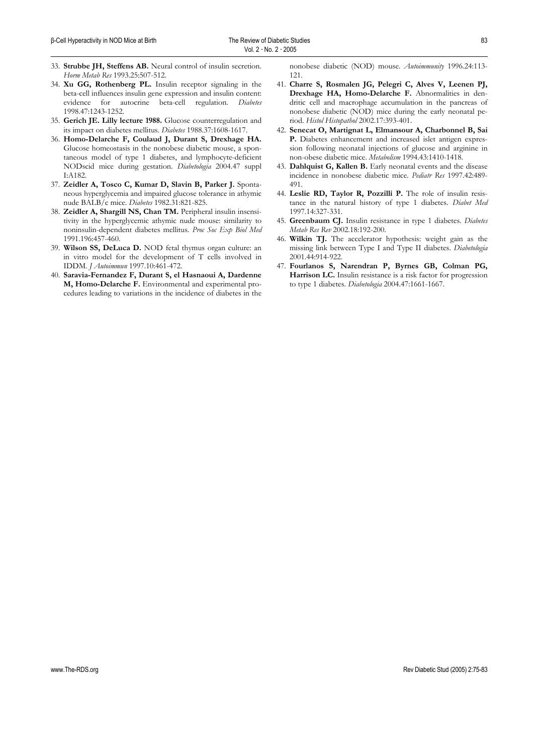33. **Strubbe JH, Steffens AB.** Neural control of insulin secretion. *Horm Metab Res* 1993.25:507-512.
34. **Xu GG, Rothenberg PL.** Insulin receptor signaling in the beta-cell influences insulin gene expression and insulin content: evidence for autocrine beta-cell regulation. *Diabetes* 1998.47:1243-1252.
35. **Gerich JE. Lilly lecture 1988.** Glucose counterregulation and its impact on diabetes mellitus. *Diabetes* 1988.37:1608-1617.
36. **Homo-Delarche F, Coulaud J, Durant S, Drexhage HA.** Glucose homeostasis in the nonobese diabetic mouse, a spontaneous model of type 1 diabetes, and lymphocyte-deficient NODscid mice during gestation. *Diabetologia* 2004.47 suppl I:A182.
37. **Zeidler A, Tosco C, Kumar D, Slavin B, Parker J.** Spontaneous hyperglycemia and impaired glucose tolerance in athymic nude BALB/c mice. *Diabetes* 1982.31:821-825.
38. **Zeidler A, Shargill NS, Chan TM.** Peripheral insulin insensitivity in the hyperglycemic athymic nude mouse: similarity to noninsulin-dependent diabetes mellitus. *Proc Soc Exp Biol Med* 1991.196:457-460.
39. **Wilson SS, DeLuca D.** NOD fetal thymus organ culture: an in vitro model for the development of T cells involved in IDDM. *J Autoimmun* 1997.10:461-472.
40. **Saravia-Fernandez F, Durant S, el Hasnaoui A, Dardenne M, Homo-Delarche F.** Environmental and experimental procedures leading to variations in the incidence of diabetes in the nonobese diabetic (NOD) mouse. *Autoimmunity* 1996.24:113-121.
41. **Charre S, Rosmalen JG, Pelegri C, Alves V, Leenen PJ, Drexhage HA, Homo-Delarche F.** Abnormalities in dendritic cell and macrophage accumulation in the pancreas of nonobese diabetic (NOD) mice during the early neonatal period. *Histol Histopathol* 2002.17:393-401.
42. **Senecat O, Martignat L, Elmansour A, Charbonnel B, Sai P.** Diabetes enhancement and increased islet antigen expression following neonatal injections of glucose and arginine in non-obese diabetic mice. *Metabolism* 1994.43:1410-1418.
43. **Dahlquist G, Kallen B.** Early neonatal events and the disease incidence in nonobese diabetic mice. *Pediatr Res* 1997.42:489-491.
44. **Leslie RD, Taylor R, Pozzilli P.** The role of insulin resistance in the natural history of type 1 diabetes. *Diabet Med* 1997.14:327-331.
45. **Greenbaum CJ.** Insulin resistance in type 1 diabetes. *Diabetes Metab Res Rev* 2002.18:192-200.
46. **Wilkin TJ.** The accelerator hypothesis: weight gain as the missing link between Type I and Type II diabetes. *Diabetologia* 2001.44:914-922.
47. **Fourlanos S, Narendran P, Byrnes GB, Colman PG, Harrison LC.** Insulin resistance is a risk factor for progression to type 1 diabetes. *Diabetologia* 2004.47:1661-1667.